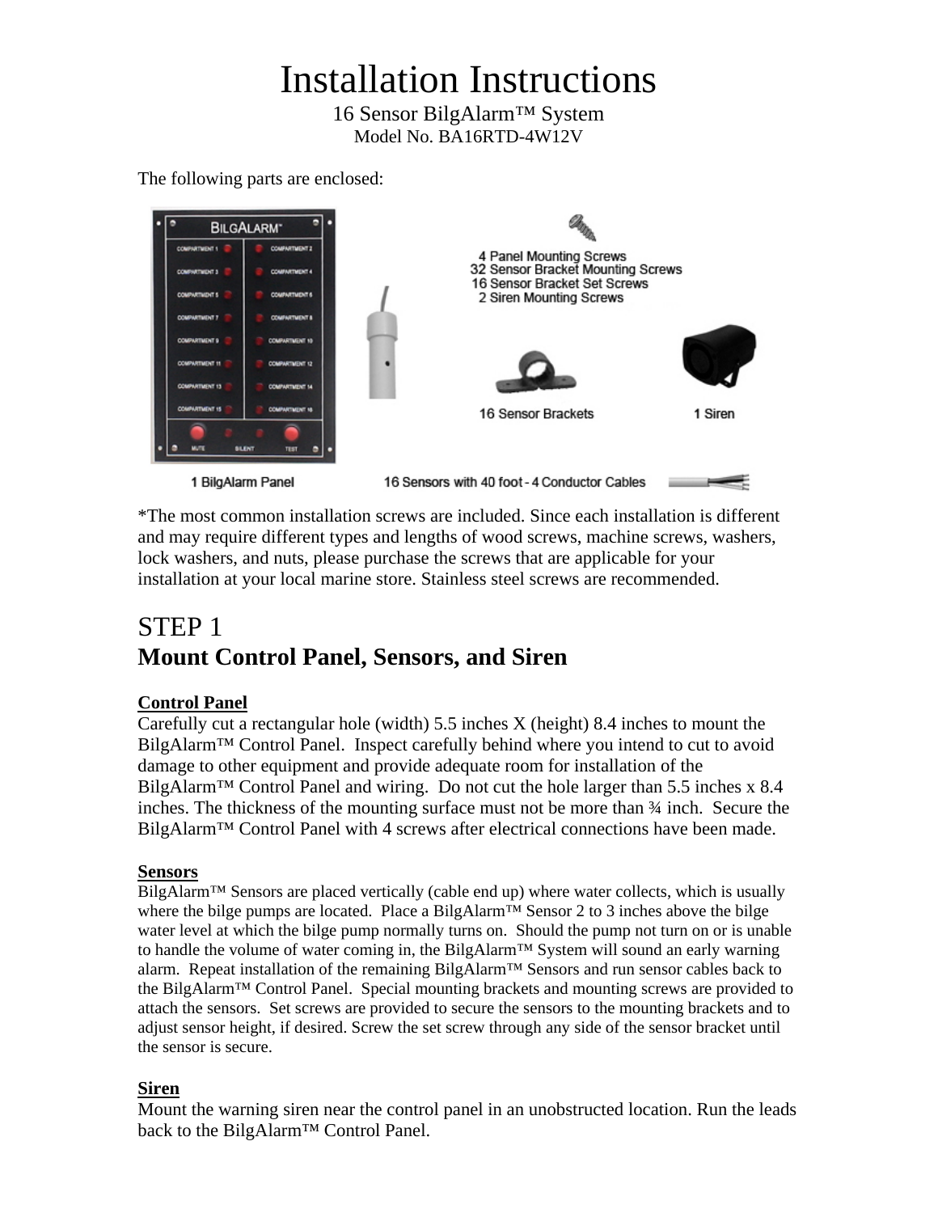# Installation Instructions

16 Sensor BilgAlarm™ System

Model No. BA16RTD-4W12V

The following parts are enclosed:

1 BilgAlarm Panel

4 Panel Mounting Screws
32 Sensor Bracket Mounting Screws
16 Sensor Bracket Set Screws
2 Siren Mounting Screws

16 Sensor Brackets

1 Siren

16 Sensors with 40 foot - 4 Conductor Cables

*The most common installation screws are included. Since each installation is different and may require different types and lengths of wood screws, machine screws, washers, lock washers, and nuts, please purchase the screws that are applicable for your installation at your local marine store. Stainless steel screws are recommended.

## STEP 1

## Mount Control Panel, Sensors, and Siren

**Control Panel**

Carefully cut a rectangular hole (width) 5.5 inches X (height) 8.4 inches to mount the BilgAlarm™ Control Panel. Inspect carefully behind where you intend to cut to avoid damage to other equipment and provide adequate room for installation of the BilgAlarm™ Control Panel and wiring. Do not cut the hole larger than 5.5 inches x 8.4 inches. The thickness of the mounting surface must not be more than ¾ inch. Secure the BilgAlarm™ Control Panel with 4 screws after electrical connections have been made.

**Sensors**

BilgAlarm™ Sensors are placed vertically (cable end up) where water collects, which is usually where the bilge pumps are located. Place a BilgAlarm™ Sensor 2 to 3 inches above the bilge water level at which the bilge pump normally turns on. Should the pump not turn on or is unable to handle the volume of water coming in, the BilgAlarm™ System will sound an early warning alarm. Repeat installation of the remaining BilgAlarm™ Sensors and run sensor cables back to the BilgAlarm™ Control Panel. Special mounting brackets and mounting screws are provided to attach the sensors. Set screws are provided to secure the sensors to the mounting brackets and to adjust sensor height, if desired. Screw the set screw through any side of the sensor bracket until the sensor is secure.

**Siren**

Mount the warning siren near the control panel in an unobstructed location. Run the leads back to the BilgAlarm™ Control Panel.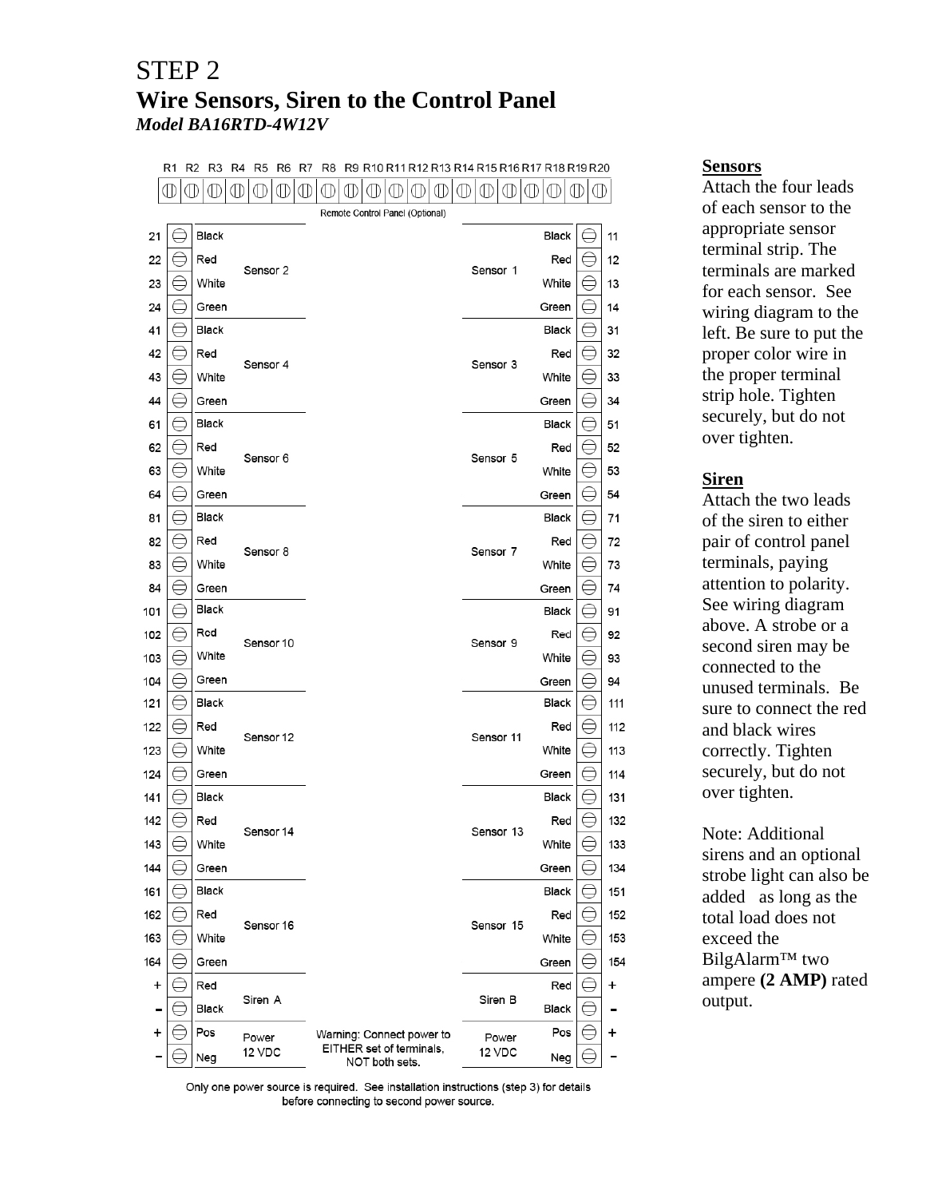# STEP 2
## Wire Sensors, Siren to the Control Panel
***Model BA16RTD-4W12V***

R1 R2 R3 R4 R5 R6 R7 R8 R9 R10 R11 R12 R13 R14 R15 R16 R17 R18 R19 R20

Remote Control Panel (Optional)

| Terminal | Wire | Device | | Device | Wire | Terminal |
|---|---|---|---|---|---|---|
| 21 | Black | Sensor 2 | | Sensor 1 | Black | 11 |
| 22 | Red | | | | Red | 12 |
| 23 | White | | | | White | 13 |
| 24 | Green | | | | Green | 14 |
| 41 | Black | Sensor 4 | | Sensor 3 | Black | 31 |
| 42 | Red | | | | Red | 32 |
| 43 | White | | | | White | 33 |
| 44 | Green | | | | Green | 34 |
| 61 | Black | Sensor 6 | | Sensor 5 | Black | 51 |
| 62 | Red | | | | Red | 52 |
| 63 | White | | | | White | 53 |
| 64 | Green | | | | Green | 54 |
| 81 | Black | Sensor 8 | | Sensor 7 | Black | 71 |
| 82 | Red | | | | Red | 72 |
| 83 | White | | | | White | 73 |
| 84 | Green | | | | Green | 74 |
| 101 | Black | Sensor 10 | | Sensor 9 | Black | 91 |
| 102 | Red | | | | Red | 92 |
| 103 | White | | | | White | 93 |
| 104 | Green | | | | Green | 94 |
| 121 | Black | Sensor 12 | | Sensor 11 | Black | 111 |
| 122 | Red | | | | Red | 112 |
| 123 | White | | | | White | 113 |
| 124 | Green | | | | Green | 114 |
| 141 | Black | Sensor 14 | | Sensor 13 | Black | 131 |
| 142 | Red | | | | Red | 132 |
| 143 | White | | | | White | 133 |
| 144 | Green | | | | Green | 134 |
| 161 | Black | Sensor 16 | | Sensor 15 | Black | 151 |
| 162 | Red | | | | Red | 152 |
| 163 | White | | | | White | 153 |
| 164 | Green | | | | Green | 154 |
| + | Red | Siren A | | Siren B | Red | + |
| – | Black | | | | Black | – |
| + | Pos | Power 12 VDC | Warning: Connect power to EITHER set of terminals, NOT both sets. | Power 12 VDC | Pos | + |
| – | Neg | | | | Neg | – |

Only one power source is required. See installation instructions (step 3) for details before connecting to second power source.

**Sensors**

Attach the four leads of each sensor to the appropriate sensor terminal strip. The terminals are marked for each sensor. See wiring diagram to the left. Be sure to put the proper color wire in the proper terminal strip hole. Tighten securely, but do not over tighten.

**Siren**

Attach the two leads of the siren to either pair of control panel terminals, paying attention to polarity. See wiring diagram above. A strobe or a second siren may be connected to the unused terminals. Be sure to connect the red and black wires correctly. Tighten securely, but do not over tighten.

Note: Additional sirens and an optional strobe light can also be added as long as the total load does not exceed the BilgAlarm™ two ampere **(2 AMP)** rated output.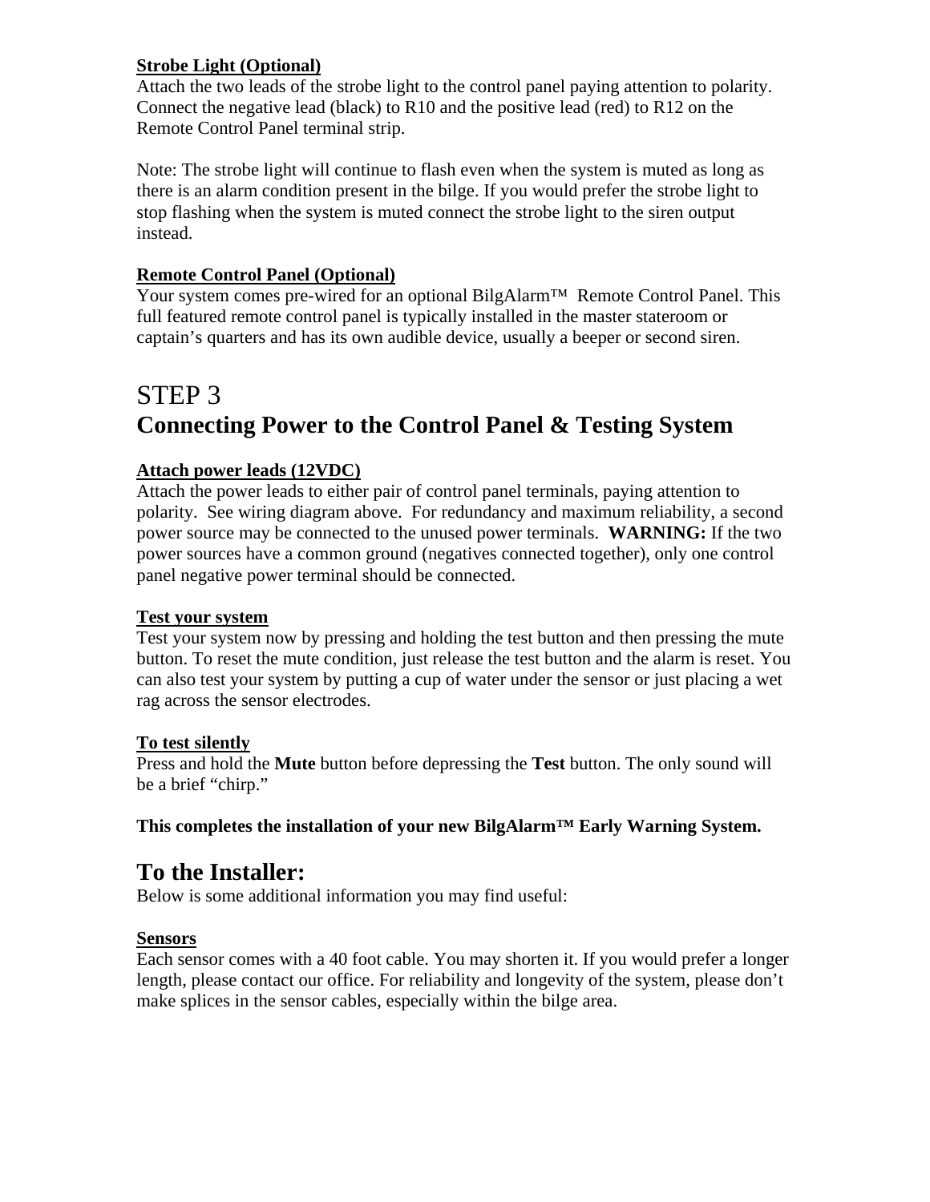**Strobe Light (Optional)**
Attach the two leads of the strobe light to the control panel paying attention to polarity. Connect the negative lead (black) to R10 and the positive lead (red) to R12 on the Remote Control Panel terminal strip.

Note: The strobe light will continue to flash even when the system is muted as long as there is an alarm condition present in the bilge. If you would prefer the strobe light to stop flashing when the system is muted connect the strobe light to the siren output instead.

**Remote Control Panel (Optional)**
Your system comes pre-wired for an optional BilgAlarm™ Remote Control Panel. This full featured remote control panel is typically installed in the master stateroom or captain's quarters and has its own audible device, usually a beeper or second siren.

# STEP 3
# Connecting Power to the Control Panel & Testing System

**Attach power leads (12VDC)**
Attach the power leads to either pair of control panel terminals, paying attention to polarity. See wiring diagram above. For redundancy and maximum reliability, a second power source may be connected to the unused power terminals. **WARNING:** If the two power sources have a common ground (negatives connected together), only one control panel negative power terminal should be connected.

**Test your system**
Test your system now by pressing and holding the test button and then pressing the mute button. To reset the mute condition, just release the test button and the alarm is reset. You can also test your system by putting a cup of water under the sensor or just placing a wet rag across the sensor electrodes.

**To test silently**
Press and hold the **Mute** button before depressing the **Test** button. The only sound will be a brief "chirp."

**This completes the installation of your new BilgAlarm™ Early Warning System.**

## To the Installer:
Below is some additional information you may find useful:

**Sensors**
Each sensor comes with a 40 foot cable. You may shorten it. If you would prefer a longer length, please contact our office. For reliability and longevity of the system, please don't make splices in the sensor cables, especially within the bilge area.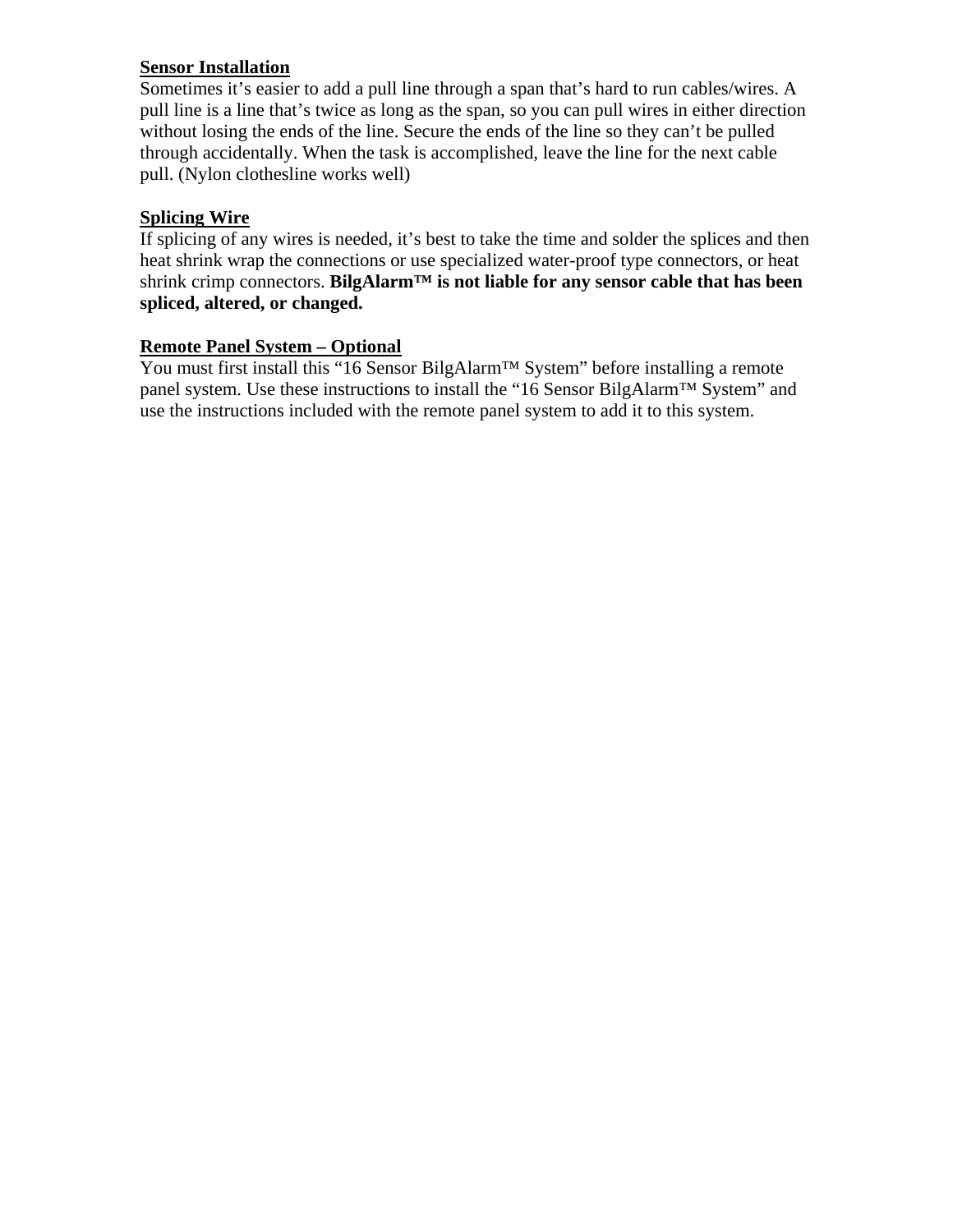**<u>Sensor Installation</u>**

Sometimes it's easier to add a pull line through a span that's hard to run cables/wires. A pull line is a line that's twice as long as the span, so you can pull wires in either direction without losing the ends of the line. Secure the ends of the line so they can't be pulled through accidentally. When the task is accomplished, leave the line for the next cable pull. (Nylon clothesline works well)

**<u>Splicing Wire</u>**

If splicing of any wires is needed, it's best to take the time and solder the splices and then heat shrink wrap the connections or use specialized water-proof type connectors, or heat shrink crimp connectors. **BilgAlarm™ is not liable for any sensor cable that has been spliced, altered, or changed.**

**<u>Remote Panel System – Optional</u>**

You must first install this "16 Sensor BilgAlarm™ System" before installing a remote panel system. Use these instructions to install the "16 Sensor BilgAlarm™ System" and use the instructions included with the remote panel system to add it to this system.